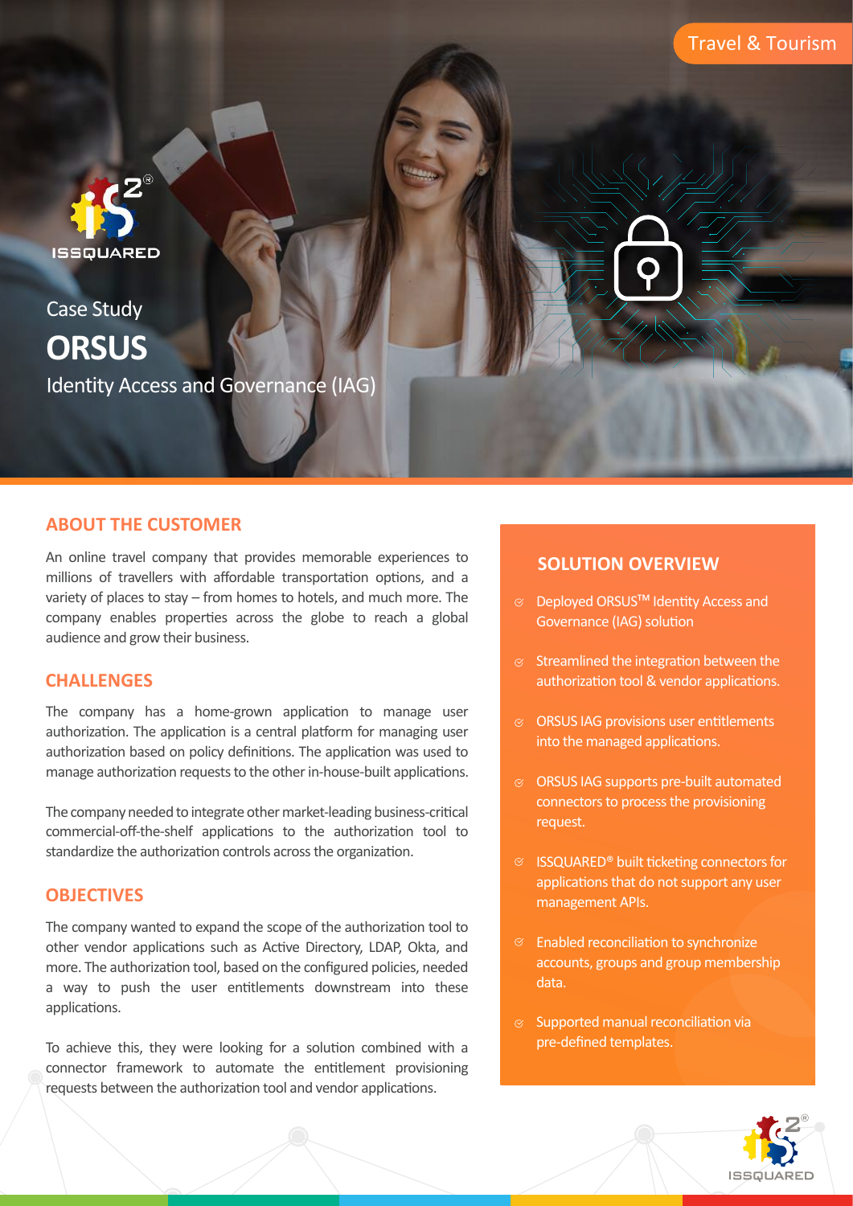Travel & Tourism

Case Study

# ORSUS

Identity Access and Governance (IAG)

## ABOUT THE CUSTOMER

An online travel company that provides memorable experiences to millions of travellers with affordable transportation options, and a variety of places to stay – from homes to hotels, and much more. The company enables properties across the globe to reach a global audience and grow their business.

## CHALLENGES

The company has a home-grown application to manage user authorization. The application is a central platform for managing user authorization based on policy definitions. The application was used to manage authorization requests to the other in-house-built applications.

The company needed to integrate other market-leading business-critical commercial-off-the-shelf applications to the authorization tool to standardize the authorization controls across the organization.

## OBJECTIVES

The company wanted to expand the scope of the authorization tool to other vendor applications such as Active Directory, LDAP, Okta, and more. The authorization tool, based on the configured policies, needed a way to push the user entitlements downstream into these applications.

To achieve this, they were looking for a solution combined with a connector framework to automate the entitlement provisioning requests between the authorization tool and vendor applications.

## SOLUTION OVERVIEW

- Deployed ORSUS™ Identity Access and Governance (IAG) solution
- Streamlined the integration between the authorization tool & vendor applications.
- ORSUS IAG provisions user entitlements into the managed applications.
- ORSUS IAG supports pre-built automated connectors to process the provisioning request.
- ISSQUARED® built ticketing connectors for applications that do not support any user management APIs.
- Enabled reconciliation to synchronize accounts, groups and group membership data.
- Supported manual reconciliation via pre-defined templates.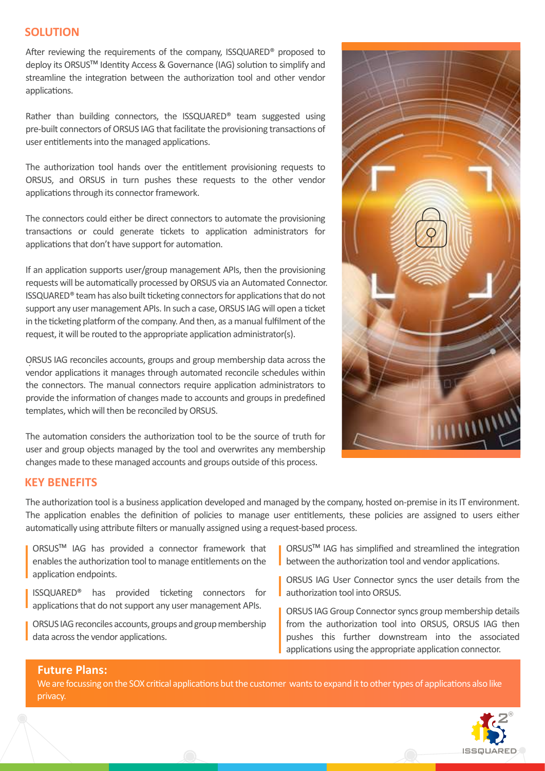## SOLUTION

After reviewing the requirements of the company, ISSQUARED® proposed to deploy its ORSUS™ Identity Access & Governance (IAG) solution to simplify and streamline the integration between the authorization tool and other vendor applications.

Rather than building connectors, the ISSQUARED® team suggested using pre-built connectors of ORSUS IAG that facilitate the provisioning transactions of user entitlements into the managed applications.

The authorization tool hands over the entitlement provisioning requests to ORSUS, and ORSUS in turn pushes these requests to the other vendor applications through its connector framework.

The connectors could either be direct connectors to automate the provisioning transactions or could generate tickets to application administrators for applications that don't have support for automation.

If an application supports user/group management APIs, then the provisioning requests will be automatically processed by ORSUS via an Automated Connector. ISSQUARED® team has also built ticketing connectors for applications that do not support any user management APIs. In such a case, ORSUS IAG will open a ticket in the ticketing platform of the company. And then, as a manual fulfilment of the request, it will be routed to the appropriate application administrator(s).

ORSUS IAG reconciles accounts, groups and group membership data across the vendor applications it manages through automated reconcile schedules within the connectors. The manual connectors require application administrators to provide the information of changes made to accounts and groups in predefined templates, which will then be reconciled by ORSUS.

The automation considers the authorization tool to be the source of truth for user and group objects managed by the tool and overwrites any membership changes made to these managed accounts and groups outside of this process.

## KEY BENEFITS

The authorization tool is a business application developed and managed by the company, hosted on-premise in its IT environment. The application enables the definition of policies to manage user entitlements, these policies are assigned to users either automatically using attribute filters or manually assigned using a request-based process.

- ORSUS™ IAG has provided a connector framework that enables the authorization tool to manage entitlements on the application endpoints.
- ISSQUARED® has provided ticketing connectors for applications that do not support any user management APIs.
- ORSUS IAG reconciles accounts, groups and group membership data across the vendor applications.
- ORSUS™ IAG has simplified and streamlined the integration between the authorization tool and vendor applications.
- ORSUS IAG User Connector syncs the user details from the authorization tool into ORSUS.
- ORSUS IAG Group Connector syncs group membership details from the authorization tool into ORSUS, ORSUS IAG then pushes this further downstream into the associated applications using the appropriate application connector.

### Future Plans:

We are focussing on the SOX critical applications but the customer wants to expand it to other types of applications also like privacy.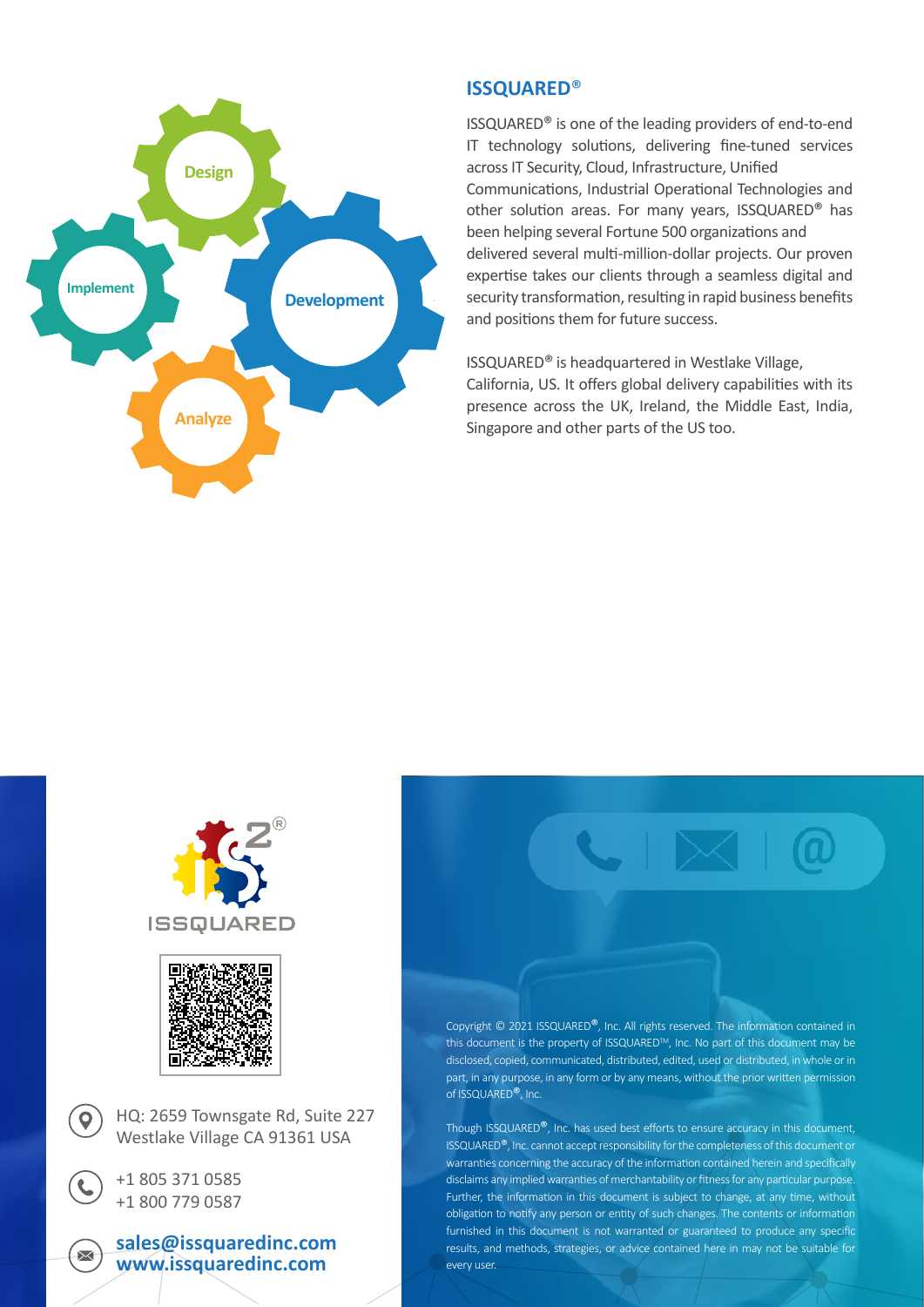Design

Implement

Development

Analyze

## ISSQUARED®

ISSQUARED® is one of the leading providers of end-to-end IT technology solutions, delivering fine-tuned services across IT Security, Cloud, Infrastructure, Unified Communications, Industrial Operational Technologies and other solution areas. For many years, ISSQUARED® has been helping several Fortune 500 organizations and delivered several multi-million-dollar projects. Our proven expertise takes our clients through a seamless digital and security transformation, resulting in rapid business benefits and positions them for future success.

ISSQUARED® is headquartered in Westlake Village, California, US. It offers global delivery capabilities with its presence across the UK, Ireland, the Middle East, India, Singapore and other parts of the US too.

ISSQUARED

HQ: 2659 Townsgate Rd, Suite 227
Westlake Village CA 91361 USA

+1 805 371 0585
+1 800 779 0587

**sales@issquaredinc.com**
**www.issquaredinc.com**

Copyright © 2021 ISSQUARED®, Inc. All rights reserved. The information contained in this document is the property of ISSQUARED™, Inc. No part of this document may be disclosed, copied, communicated, distributed, edited, used or distributed, in whole or in part, in any purpose, in any form or by any means, without the prior written permission of ISSQUARED®, Inc.

Though ISSQUARED®, Inc. has used best efforts to ensure accuracy in this document, ISSQUARED®, Inc. cannot accept responsibility for the completeness of this document or warranties concerning the accuracy of the information contained herein and specifically disclaims any implied warranties of merchantability or fitness for any particular purpose. Further, the information in this document is subject to change, at any time, without obligation to notify any person or entity of such changes. The contents or information furnished in this document is not warranted or guaranteed to produce any specific results, and methods, strategies, or advice contained here in may not be suitable for every user.